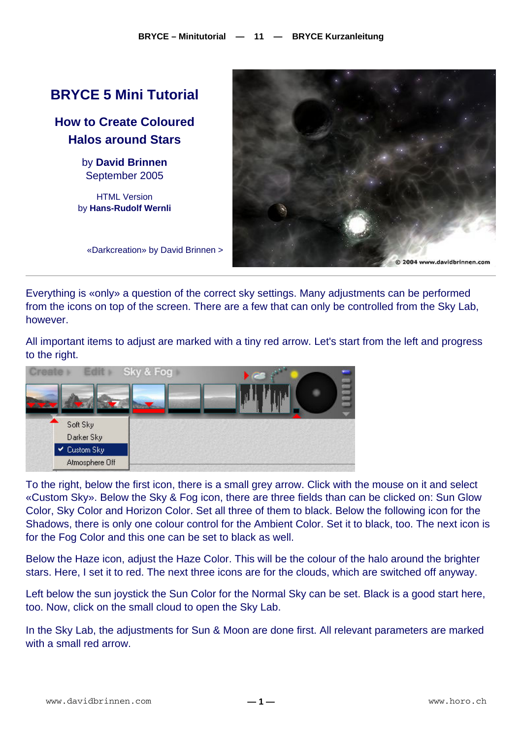# BRYCE 5 Mini Tutorial

## How to Create Coloured Halos around Stars

by **David Brinnen**
September 2005

HTML Version
by **Hans-Rudolf Wernli**

«Darkcreation» by David Brinnen >

---

Everything is «only» a question of the correct sky settings. Many adjustments can be performed from the icons on top of the screen. There are a few that can only be controlled from the Sky Lab, however.

All important items to adjust are marked with a tiny red arrow. Let's start from the left and progress to the right.

To the right, below the first icon, there is a small grey arrow. Click with the mouse on it and select «Custom Sky». Below the Sky & Fog icon, there are three fields than can be clicked on: Sun Glow Color, Sky Color and Horizon Color. Set all three of them to black. Below the following icon for the Shadows, there is only one colour control for the Ambient Color. Set it to black, too. The next icon is for the Fog Color and this one can be set to black as well.

Below the Haze icon, adjust the Haze Color. This will be the colour of the halo around the brighter stars. Here, I set it to red. The next three icons are for the clouds, which are switched off anyway.

Left below the sun joystick the Sun Color for the Normal Sky can be set. Black is a good start here, too. Now, click on the small cloud to open the Sky Lab.

In the Sky Lab, the adjustments for Sun & Moon are done first. All relevant parameters are marked with a small red arrow.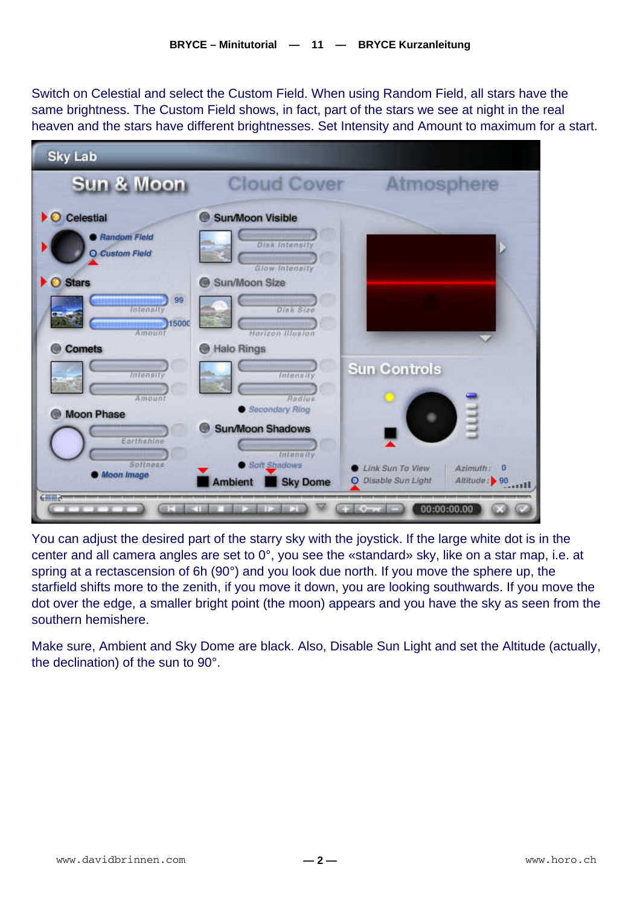Switch on Celestial and select the Custom Field. When using Random Field, all stars have the same brightness. The Custom Field shows, in fact, part of the stars we see at night in the real heaven and the stars have different brightnesses. Set Intensity and Amount to maximum for a start.

You can adjust the desired part of the starry sky with the joystick. If the large white dot is in the center and all camera angles are set to 0°, you see the «standard» sky, like on a star map, i.e. at spring at a rectascension of 6h (90°) and you look due north. If you move the sphere up, the starfield shifts more to the zenith, if you move it down, you are looking southwards. If you move the dot over the edge, a smaller bright point (the moon) appears and you have the sky as seen from the southern hemishere.

Make sure, Ambient and Sky Dome are black. Also, Disable Sun Light and set the Altitude (actually, the declination) of the sun to 90°.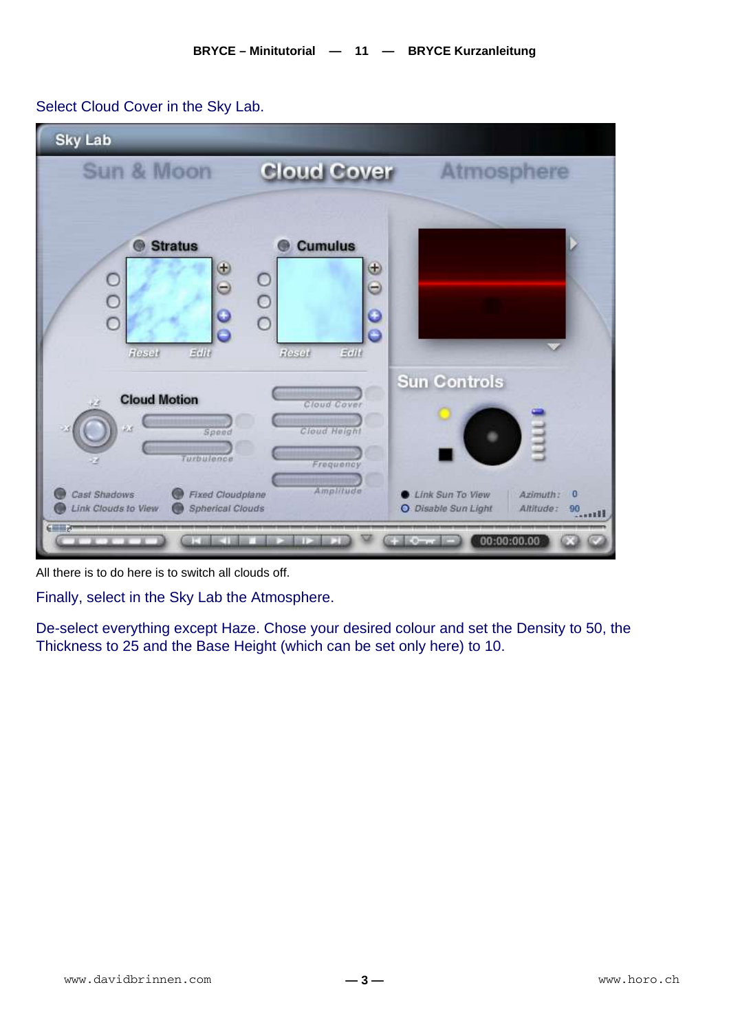Select Cloud Cover in the Sky Lab.

All there is to do here is to switch all clouds off.

Finally, select in the Sky Lab the Atmosphere.

De-select everything except Haze. Chose your desired colour and set the Density to 50, the Thickness to 25 and the Base Height (which can be set only here) to 10.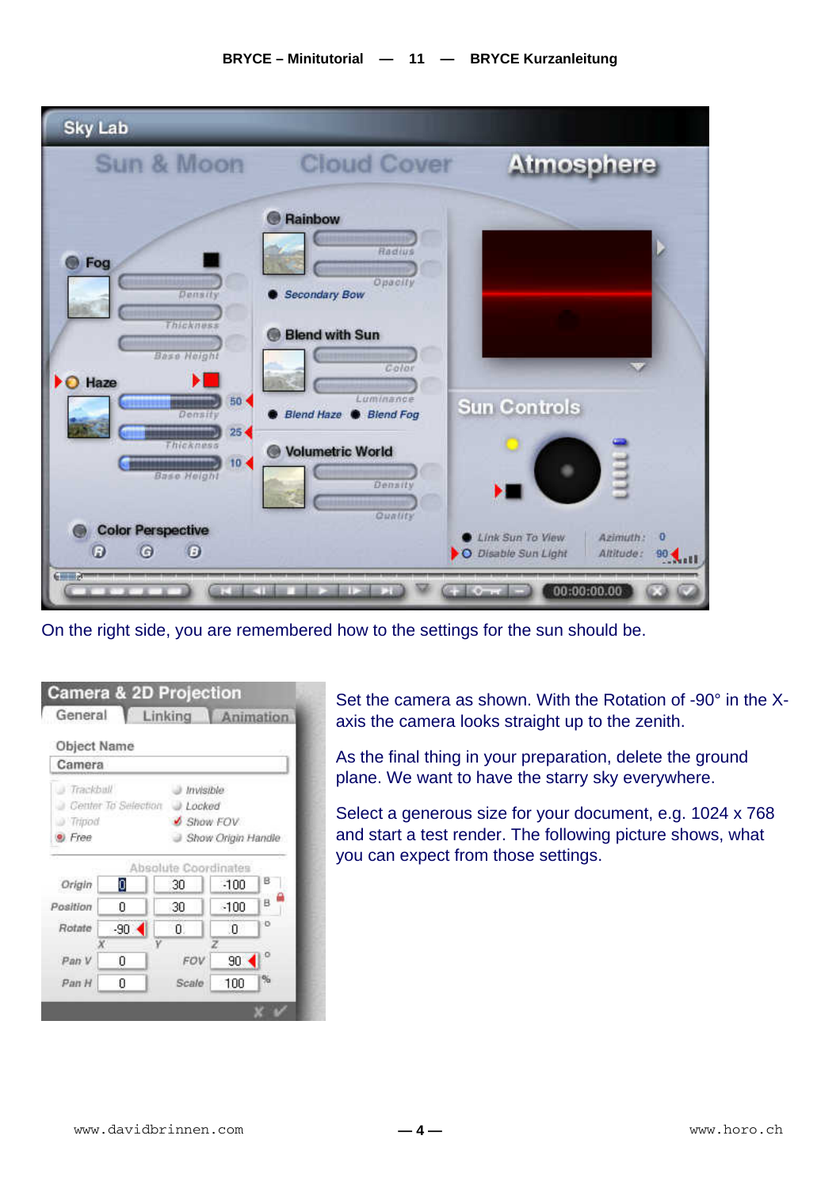On the right side, you are remembered how to the settings for the sun should be.

Set the camera as shown. With the Rotation of -90° in the X-axis the camera looks straight up to the zenith.

As the final thing in your preparation, delete the ground plane. We want to have the starry sky everywhere.

Select a generous size for your document, e.g. 1024 x 768 and start a test render. The following picture shows, what you can expect from those settings.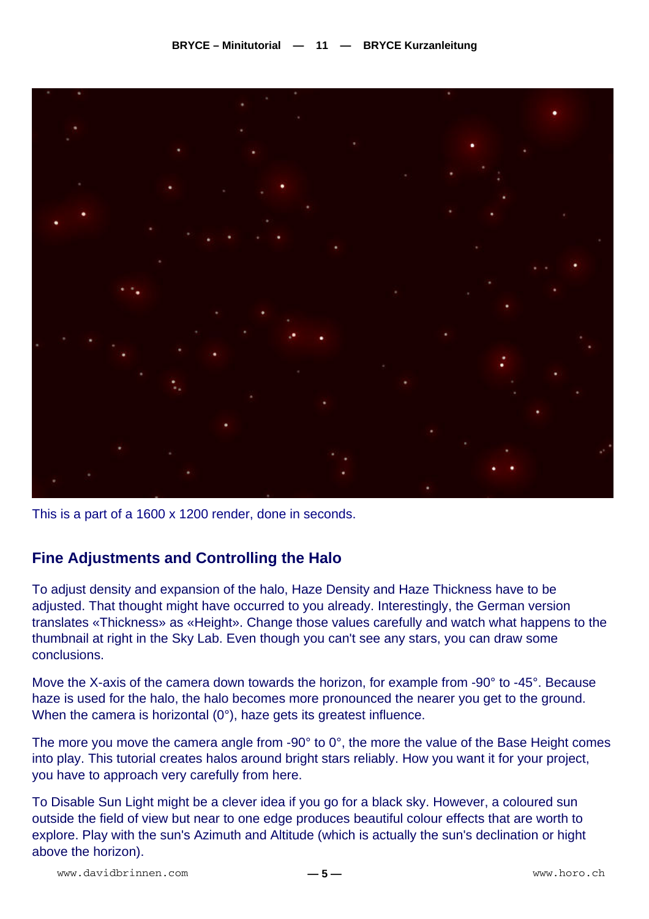This is a part of a 1600 x 1200 render, done in seconds.

## Fine Adjustments and Controlling the Halo

To adjust density and expansion of the halo, Haze Density and Haze Thickness have to be adjusted. That thought might have occurred to you already. Interestingly, the German version translates «Thickness» as «Height». Change those values carefully and watch what happens to the thumbnail at right in the Sky Lab. Even though you can't see any stars, you can draw some conclusions.

Move the X-axis of the camera down towards the horizon, for example from -90° to -45°. Because haze is used for the halo, the halo becomes more pronounced the nearer you get to the ground. When the camera is horizontal (0°), haze gets its greatest influence.

The more you move the camera angle from -90° to 0°, the more the value of the Base Height comes into play. This tutorial creates halos around bright stars reliably. How you want it for your project, you have to approach very carefully from here.

To Disable Sun Light might be a clever idea if you go for a black sky. However, a coloured sun outside the field of view but near to one edge produces beautiful colour effects that are worth to explore. Play with the sun's Azimuth and Altitude (which is actually the sun's declination or hight above the horizon).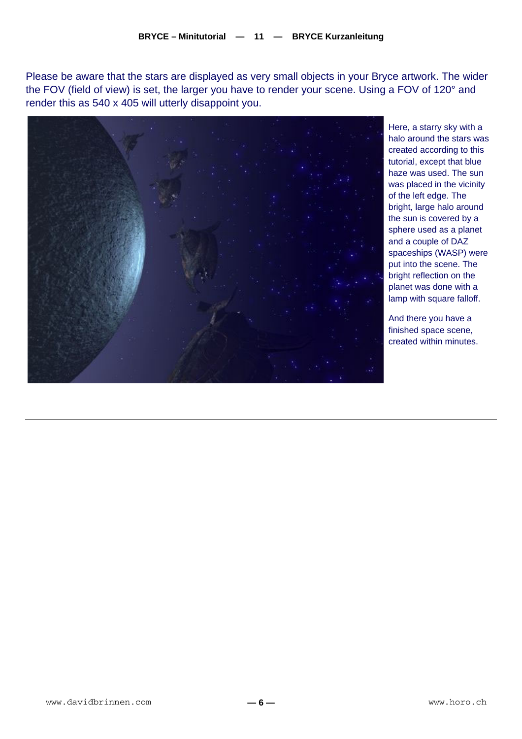Please be aware that the stars are displayed as very small objects in your Bryce artwork. The wider the FOV (field of view) is set, the larger you have to render your scene. Using a FOV of 120° and render this as 540 x 405 will utterly disappoint you.

Here, a starry sky with a halo around the stars was created according to this tutorial, except that blue haze was used. The sun was placed in the vicinity of the left edge. The bright, large halo around the sun is covered by a sphere used as a planet and a couple of DAZ spaceships (WASP) were put into the scene. The bright reflection on the planet was done with a lamp with square falloff.

And there you have a finished space scene, created within minutes.